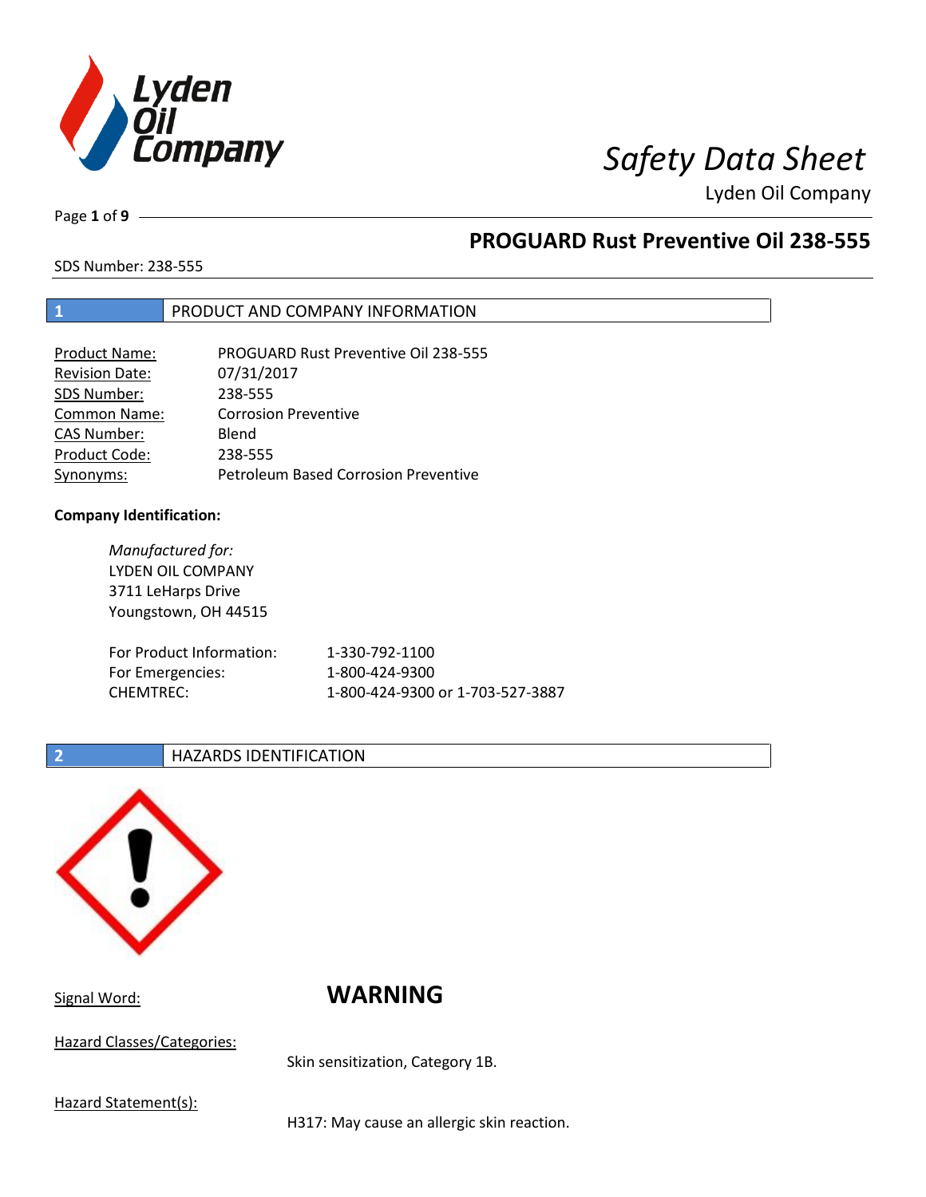# PROGUARD Rust Preventive Oil 238-555

SDS Number: 238-555

## 1 PRODUCT AND COMPANY INFORMATION

| | |
|---|---|
| Product Name: | PROGUARD Rust Preventive Oil 238-555 |
| Revision Date: | 07/31/2017 |
| SDS Number: | 238-555 |
| Common Name: | Corrosion Preventive |
| CAS Number: | Blend |
| Product Code: | 238-555 |
| Synonyms: | Petroleum Based Corrosion Preventive |

**Company Identification:**

*Manufactured for:*
LYDEN OIL COMPANY
3711 LeHarps Drive
Youngstown, OH 44515

| | |
|---|---|
| For Product Information: | 1-330-792-1100 |
| For Emergencies: | 1-800-424-9300 |
| CHEMTREC: | 1-800-424-9300 or 1-703-527-3887 |

## 2 HAZARDS IDENTIFICATION

Signal Word: **WARNING**

Hazard Classes/Categories:

Skin sensitization, Category 1B.

Hazard Statement(s):

H317: May cause an allergic skin reaction.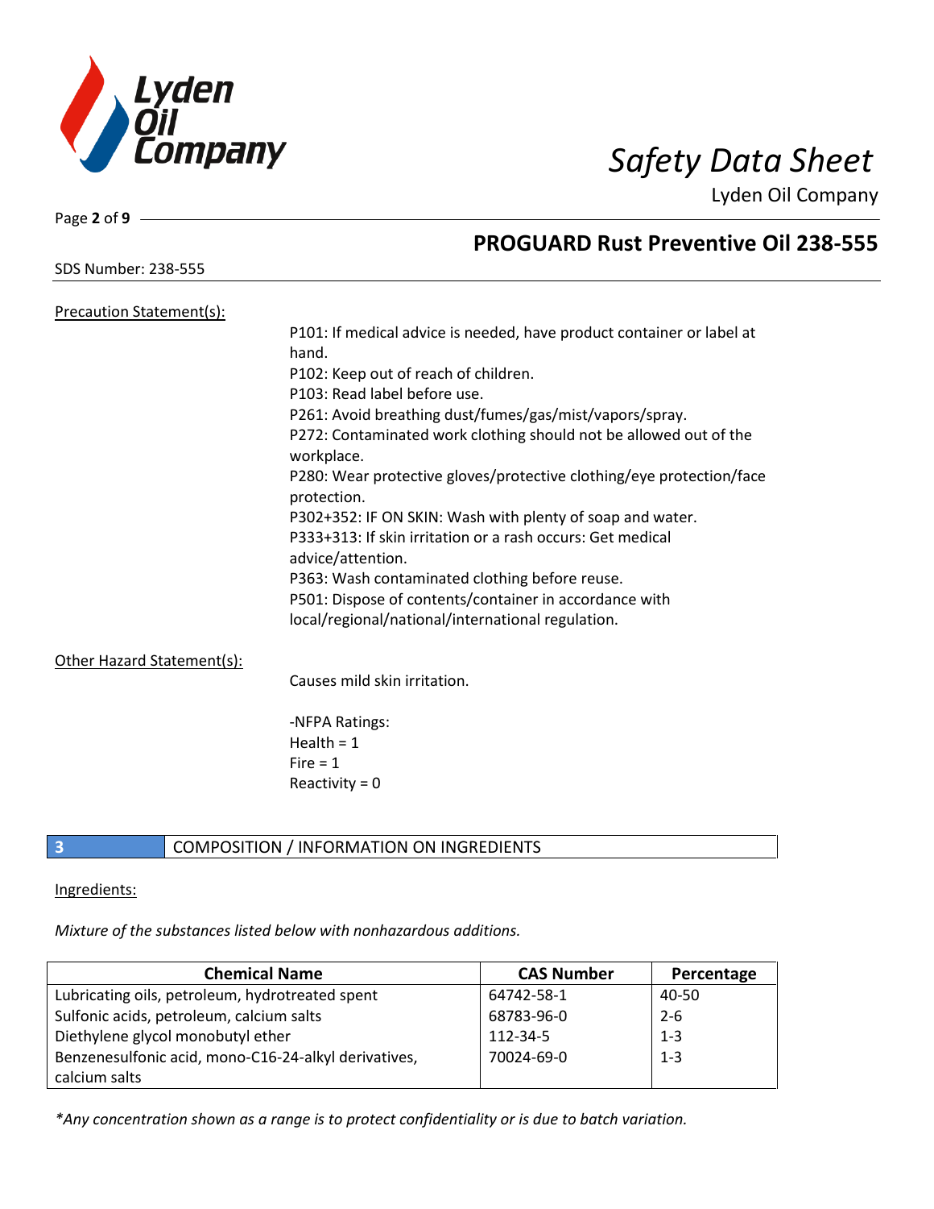## PROGUARD Rust Preventive Oil 238-555

SDS Number: 238-555

Precation Statement(s):

P101: If medical advice is needed, have product container or label at hand.
P102: Keep out of reach of children.
P103: Read label before use.
P261: Avoid breathing dust/fumes/gas/mist/vapors/spray.
P272: Contaminated work clothing should not be allowed out of the workplace.
P280: Wear protective gloves/protective clothing/eye protection/face protection.
P302+352: IF ON SKIN: Wash with plenty of soap and water.
P333+313: If skin irritation or a rash occurs: Get medical advice/attention.
P363: Wash contaminated clothing before reuse.
P501: Dispose of contents/container in accordance with local/regional/national/international regulation.

Other Hazard Statement(s):

Causes mild skin irritation.

-NFPA Ratings:
Health = 1
Fire = 1
Reactivity = 0

## 3 COMPOSITION / INFORMATION ON INGREDIENTS

Ingredients:

*Mixture of the substances listed below with nonhazardous additions.*

| Chemical Name | CAS Number | Percentage |
|---|---|---|
| Lubricating oils, petroleum, hydrotreated spent | 64742-58-1 | 40-50 |
| Sulfonic acids, petroleum, calcium salts | 68783-96-0 | 2-6 |
| Diethylene glycol monobutyl ether | 112-34-5 | 1-3 |
| Benzenesulfonic acid, mono-C16-24-alkyl derivatives, calcium salts | 70024-69-0 | 1-3 |

*\*Any concentration shown as a range is to protect confidentiality or is due to batch variation.*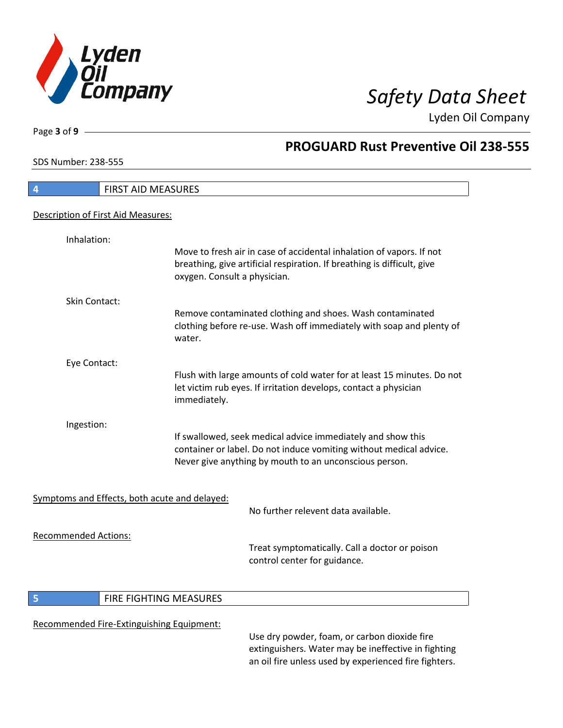## 4 FIRST AID MEASURES

Description of First Aid Measures:

Inhalation:

Move to fresh air in case of accidental inhalation of vapors. If not breathing, give artificial respiration. If breathing is difficult, give oxygen. Consult a physician.

Skin Contact:

Remove contaminated clothing and shoes. Wash contaminated clothing before re-use. Wash off immediately with soap and plenty of water.

Eye Contact:

Flush with large amounts of cold water for at least 15 minutes. Do not let victim rub eyes. If irritation develops, contact a physician immediately.

Ingestion:

If swallowed, seek medical advice immediately and show this container or label. Do not induce vomiting without medical advice. Never give anything by mouth to an unconscious person.

Symptoms and Effects, both acute and delayed:

No further relevent data available.

Recommended Actions:

Treat symptomatically. Call a doctor or poison control center for guidance.

## 5 FIRE FIGHTING MEASURES

Recommended Fire-Extinguishing Equipment:

Use dry powder, foam, or carbon dioxide fire extinguishers. Water may be ineffective in fighting an oil fire unless used by experienced fire fighters.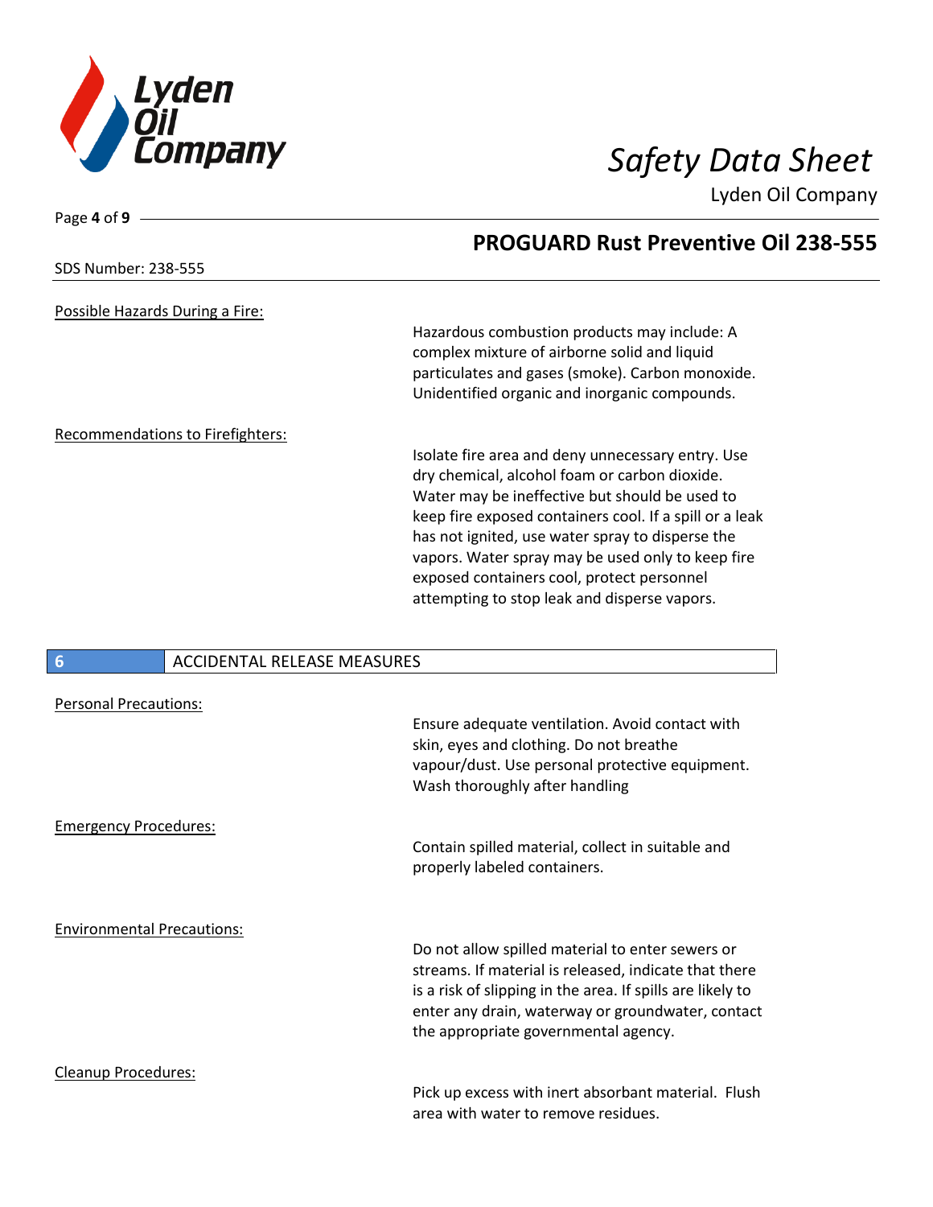Possible Hazards During a Fire:

Hazardous combustion products may include: A complex mixture of airborne solid and liquid particulates and gases (smoke). Carbon monoxide. Unidentified organic and inorganic compounds.

Recommendations to Firefighters:

Isolate fire area and deny unnecessary entry. Use dry chemical, alcohol foam or carbon dioxide. Water may be ineffective but should be used to keep fire exposed containers cool. If a spill or a leak has not ignited, use water spray to disperse the vapors. Water spray may be used only to keep fire exposed containers cool, protect personnel attempting to stop leak and disperse vapors.

## 6 ACCIDENTAL RELEASE MEASURES

Personal Precautions:

Ensure adequate ventilation. Avoid contact with skin, eyes and clothing. Do not breathe vapour/dust. Use personal protective equipment. Wash thoroughly after handling

Emergency Procedures:

Contain spilled material, collect in suitable and properly labeled containers.

Environmental Precautions:

Do not allow spilled material to enter sewers or streams. If material is released, indicate that there is a risk of slipping in the area. If spills are likely to enter any drain, waterway or groundwater, contact the appropriate governmental agency.

Cleanup Procedures:

Pick up excess with inert absorbant material. Flush area with water to remove residues.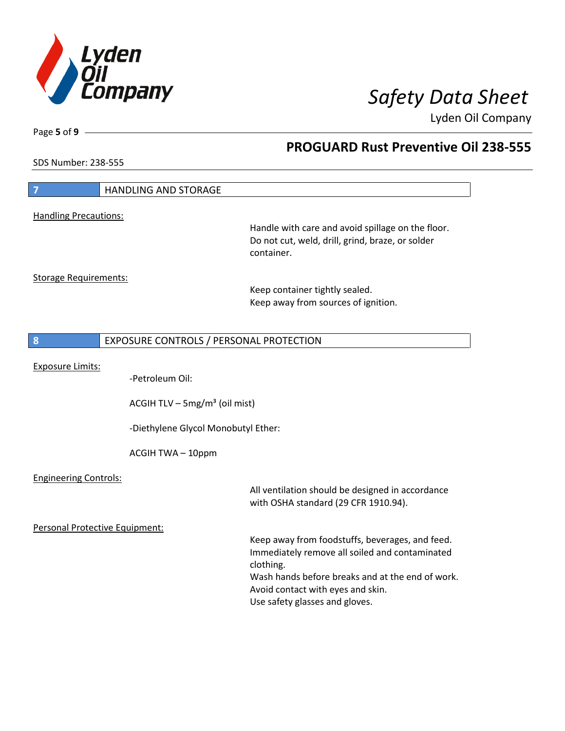## 7 HANDLING AND STORAGE

Handling Precautions:

Handle with care and avoid spillage on the floor.
Do not cut, weld, drill, grind, braze, or solder container.

Storage Requirements:

Keep container tightly sealed.
Keep away from sources of ignition.

## 8 EXPOSURE CONTROLS / PERSONAL PROTECTION

Exposure Limits:

-Petroleum Oil:

ACGIH TLV – 5mg/m³ (oil mist)

-Diethylene Glycol Monobutyl Ether:

ACGIH TWA – 10ppm

Engineering Controls:

All ventilation should be designed in accordance with OSHA standard (29 CFR 1910.94).

Personal Protective Equipment:

Keep away from foodstuffs, beverages, and feed.
Immediately remove all soiled and contaminated clothing.
Wash hands before breaks and at the end of work.
Avoid contact with eyes and skin.
Use safety glasses and gloves.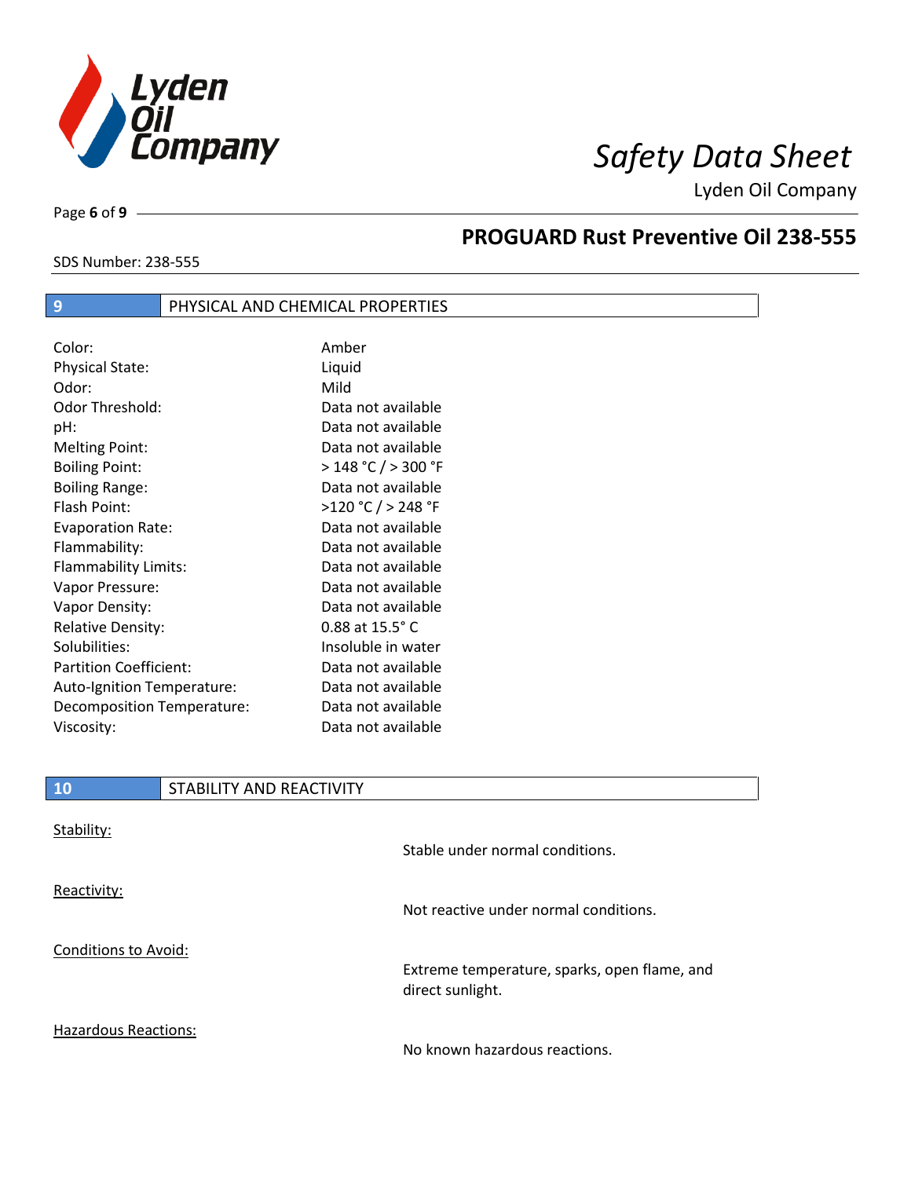## 9 PHYSICAL AND CHEMICAL PROPERTIES

| | |
|---|---|
| Color: | Amber |
| Physical State: | Liquid |
| Odor: | Mild |
| Odor Threshold: | Data not available |
| pH: | Data not available |
| Melting Point: | Data not available |
| Boiling Point: | > 148 °C / > 300 °F |
| Boiling Range: | Data not available |
| Flash Point: | >120 °C / > 248 °F |
| Evaporation Rate: | Data not available |
| Flammability: | Data not available |
| Flammability Limits: | Data not available |
| Vapor Pressure: | Data not available |
| Vapor Density: | Data not available |
| Relative Density: | 0.88 at 15.5° C |
| Solubilities: | Insoluble in water |
| Partition Coefficient: | Data not available |
| Auto-Ignition Temperature: | Data not available |
| Decomposition Temperature: | Data not available |
| Viscosity: | Data not available |

## 10 STABILITY AND REACTIVITY

Stability:

Stable under normal conditions.

Reactivity:

Not reactive under normal conditions.

Conditions to Avoid:

Extreme temperature, sparks, open flame, and direct sunlight.

Hazardous Reactions:

No known hazardous reactions.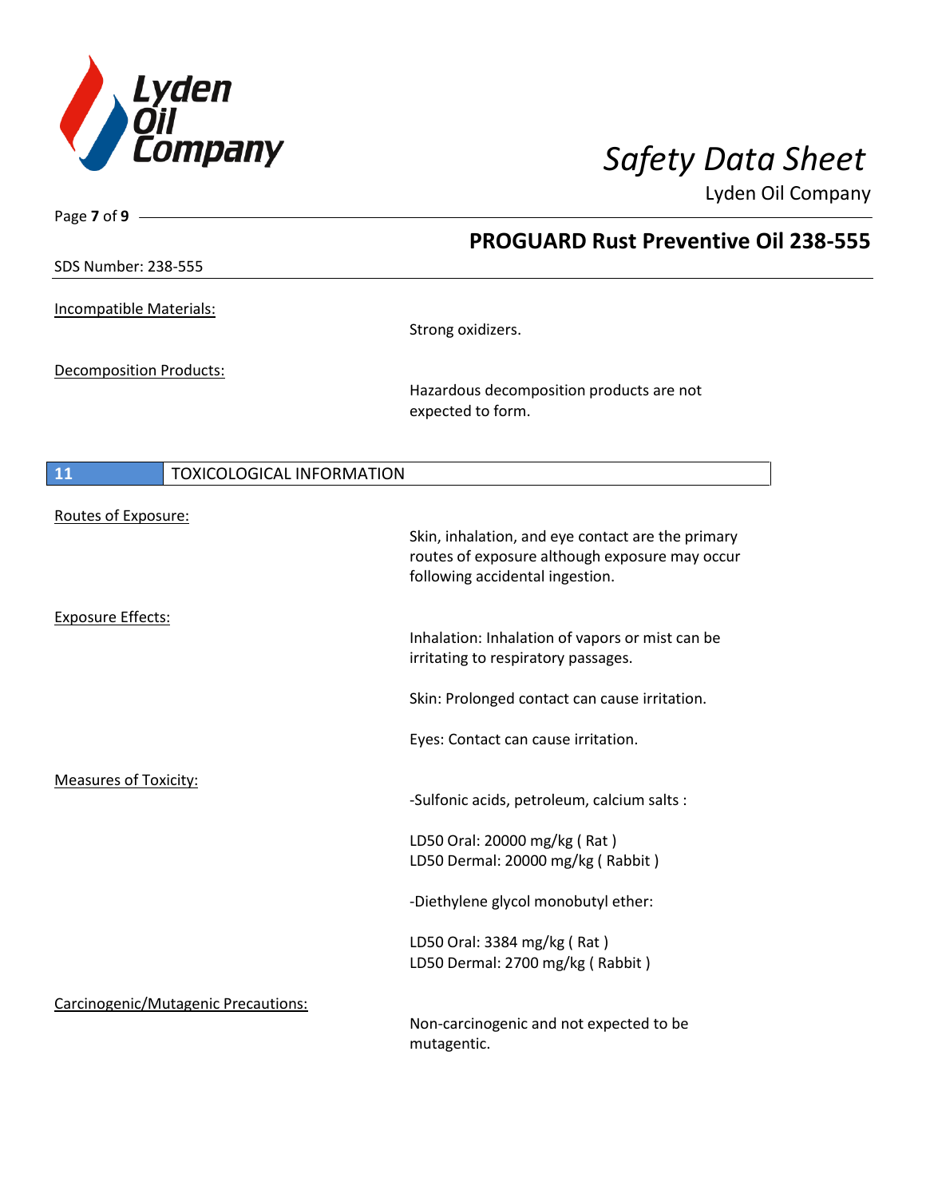Incompatible Materials:

Strong oxidizers.

Decomposition Products:

Hazardous decomposition products are not expected to form.

## 11 TOXICOLOGICAL INFORMATION

Routes of Exposure:

Skin, inhalation, and eye contact are the primary routes of exposure although exposure may occur following accidental ingestion.

Exposure Effects:

Inhalation: Inhalation of vapors or mist can be irritating to respiratory passages.

Skin: Prolonged contact can cause irritation.

Eyes: Contact can cause irritation.

Measures of Toxicity:

-Sulfonic acids, petroleum, calcium salts :

LD50 Oral: 20000 mg/kg ( Rat )
LD50 Dermal: 20000 mg/kg ( Rabbit )

-Diethylene glycol monobutyl ether:

LD50 Oral: 3384 mg/kg ( Rat )
LD50 Dermal: 2700 mg/kg ( Rabbit )

Carcinogenic/Mutagenic Precautions:

Non-carcinogenic and not expected to be mutagentic.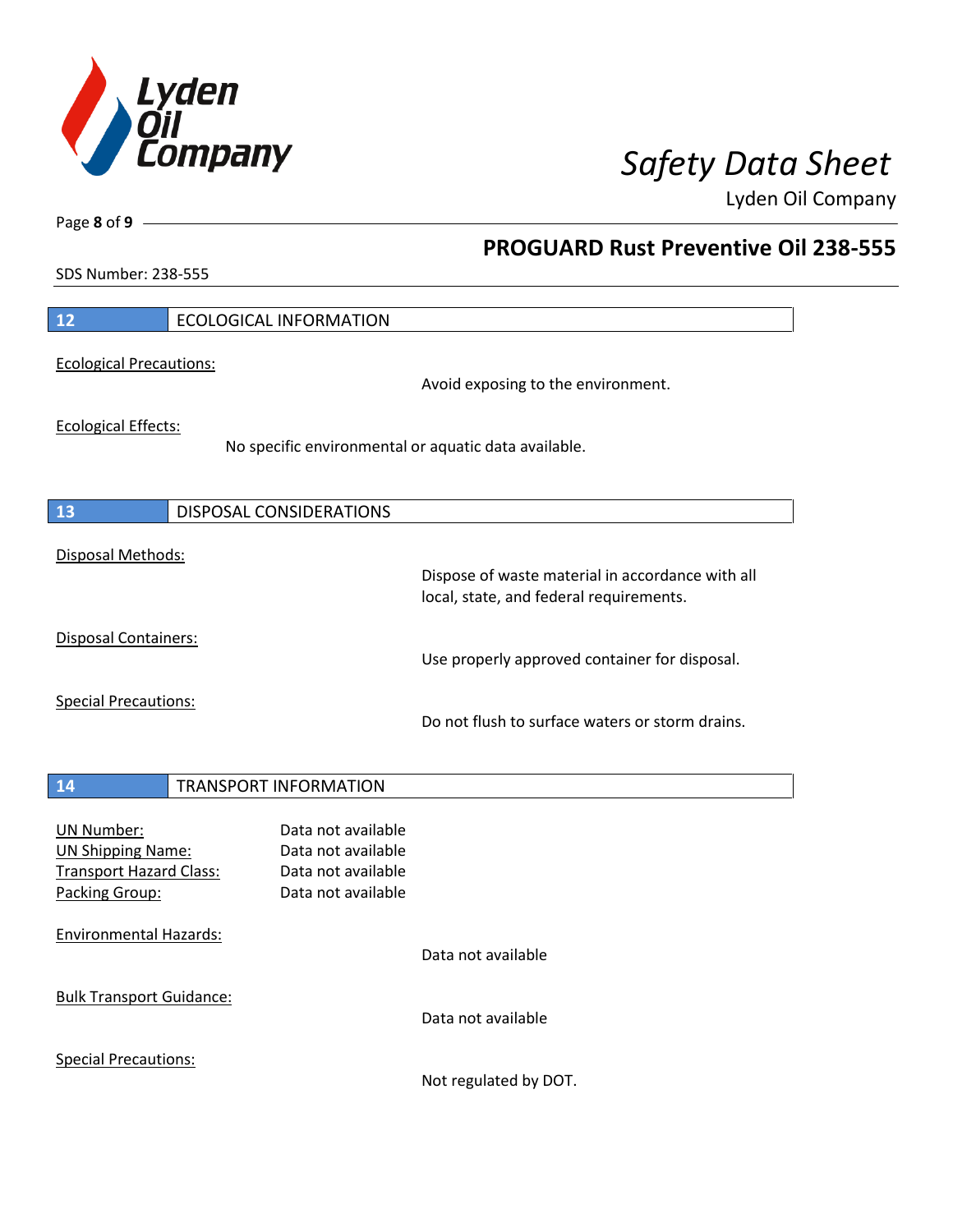## 12 ECOLOGICAL INFORMATION

Ecological Precautions:

Avoid exposing to the environment.

Ecological Effects:

No specific environmental or aquatic data available.

## 13 DISPOSAL CONSIDERATIONS

Disposal Methods:

Dispose of waste material in accordance with all local, state, and federal requirements.

Disposal Containers:

Use properly approved container for disposal.

Special Precautions:

Do not flush to surface waters or storm drains.

## 14 TRANSPORT INFORMATION

| | |
|---|---|
| UN Number: | Data not available |
| UN Shipping Name: | Data not available |
| Transport Hazard Class: | Data not available |
| Packing Group: | Data not available |

Environmental Hazards:

Data not available

Bulk Transport Guidance:

Data not available

Special Precautions:

Not regulated by DOT.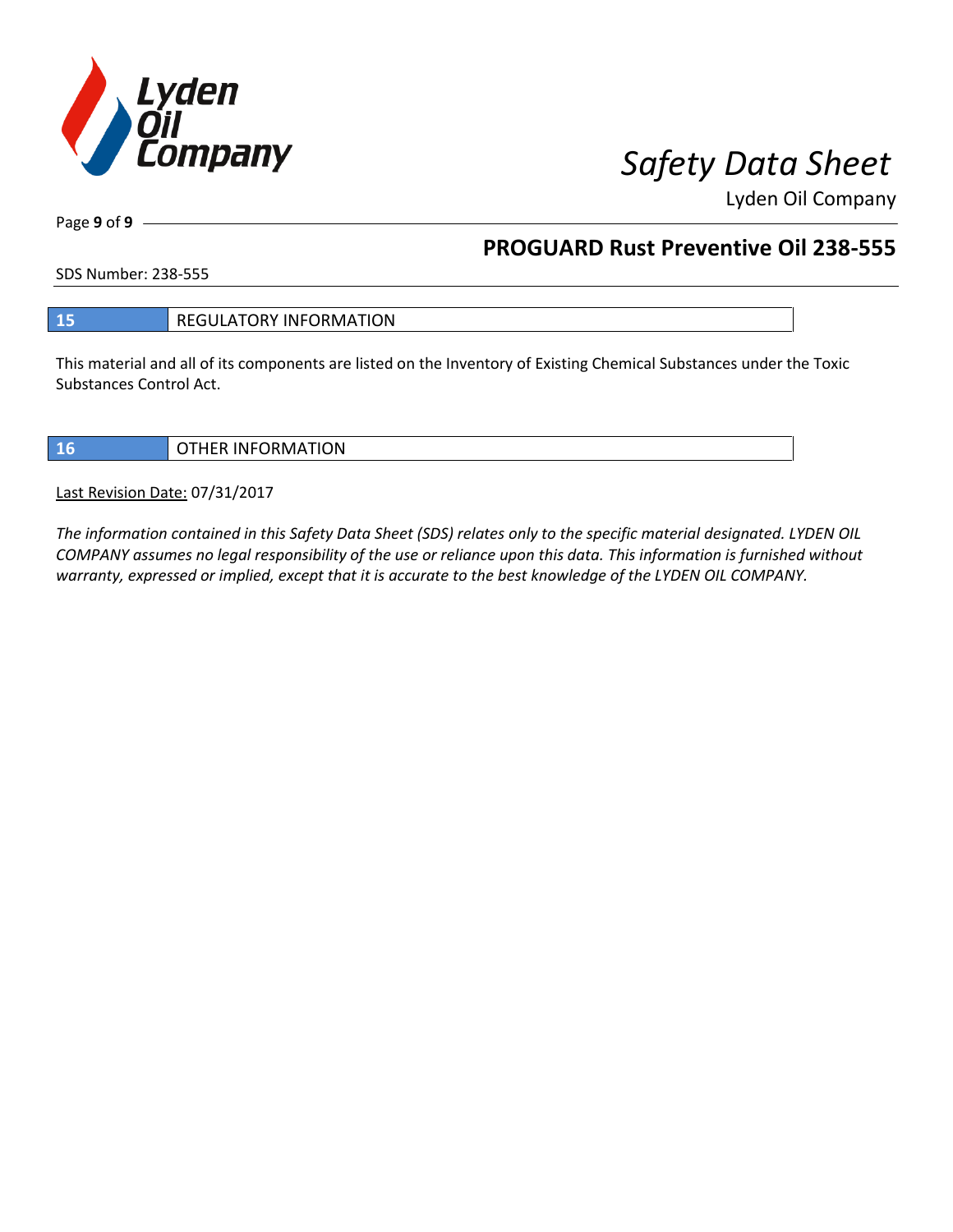## 15 REGULATORY INFORMATION

This material and all of its components are listed on the Inventory of Existing Chemical Substances under the Toxic Substances Control Act.

## 16 OTHER INFORMATION

Last Revision Date: 07/31/2017

*The information contained in this Safety Data Sheet (SDS) relates only to the specific material designated. LYDEN OIL COMPANY assumes no legal responsibility of the use or reliance upon this data. This information is furnished without warranty, expressed or implied, except that it is accurate to the best knowledge of the LYDEN OIL COMPANY.*